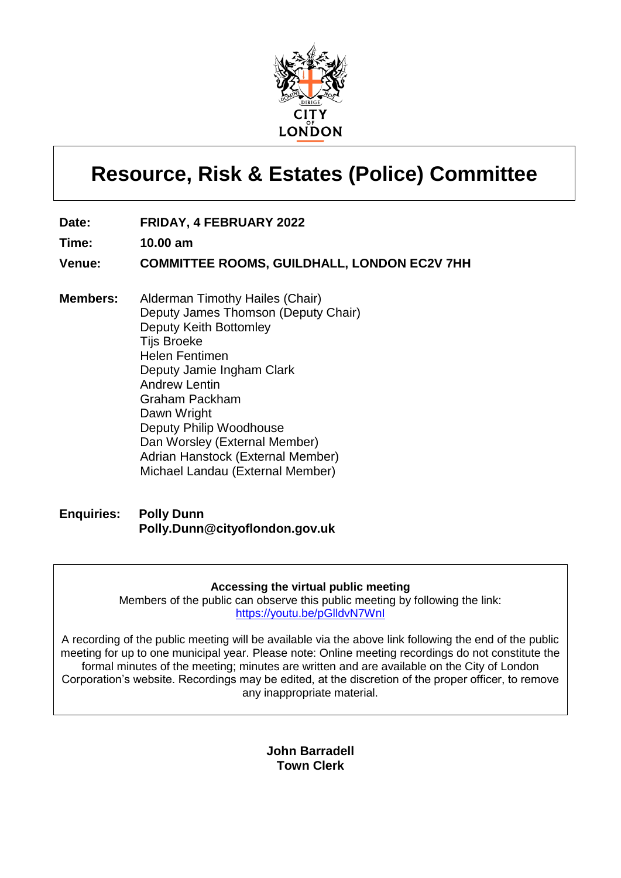CITY OF LONDON

# Resource, Risk & Estates (Police) Committee

**Date:** **FRIDAY, 4 FEBRUARY 2022**

**Time:** **10.00 am**

**Venue:** **COMMITTEE ROOMS, GUILDHALL, LONDON EC2V 7HH**

**Members:**
Alderman Timothy Hailes (Chair)
Deputy James Thomson (Deputy Chair)
Deputy Keith Bottomley
Tijs Broeke
Helen Fentimen
Deputy Jamie Ingham Clark
Andrew Lentin
Graham Packham
Dawn Wright
Deputy Philip Woodhouse
Dan Worsley (External Member)
Adrian Hanstock (External Member)
Michael Landau (External Member)

**Enquiries:** **Polly Dunn**
**Polly.Dunn@cityoflondon.gov.uk**

**Accessing the virtual public meeting**

Members of the public can observe this public meeting by following the link:
https://youtu.be/pGlldvN7WnI

A recording of the public meeting will be available via the above link following the end of the public meeting for up to one municipal year. Please note: Online meeting recordings do not constitute the formal minutes of the meeting; minutes are written and are available on the City of London Corporation's website. Recordings may be edited, at the discretion of the proper officer, to remove any inappropriate material.

**John Barradell**
**Town Clerk**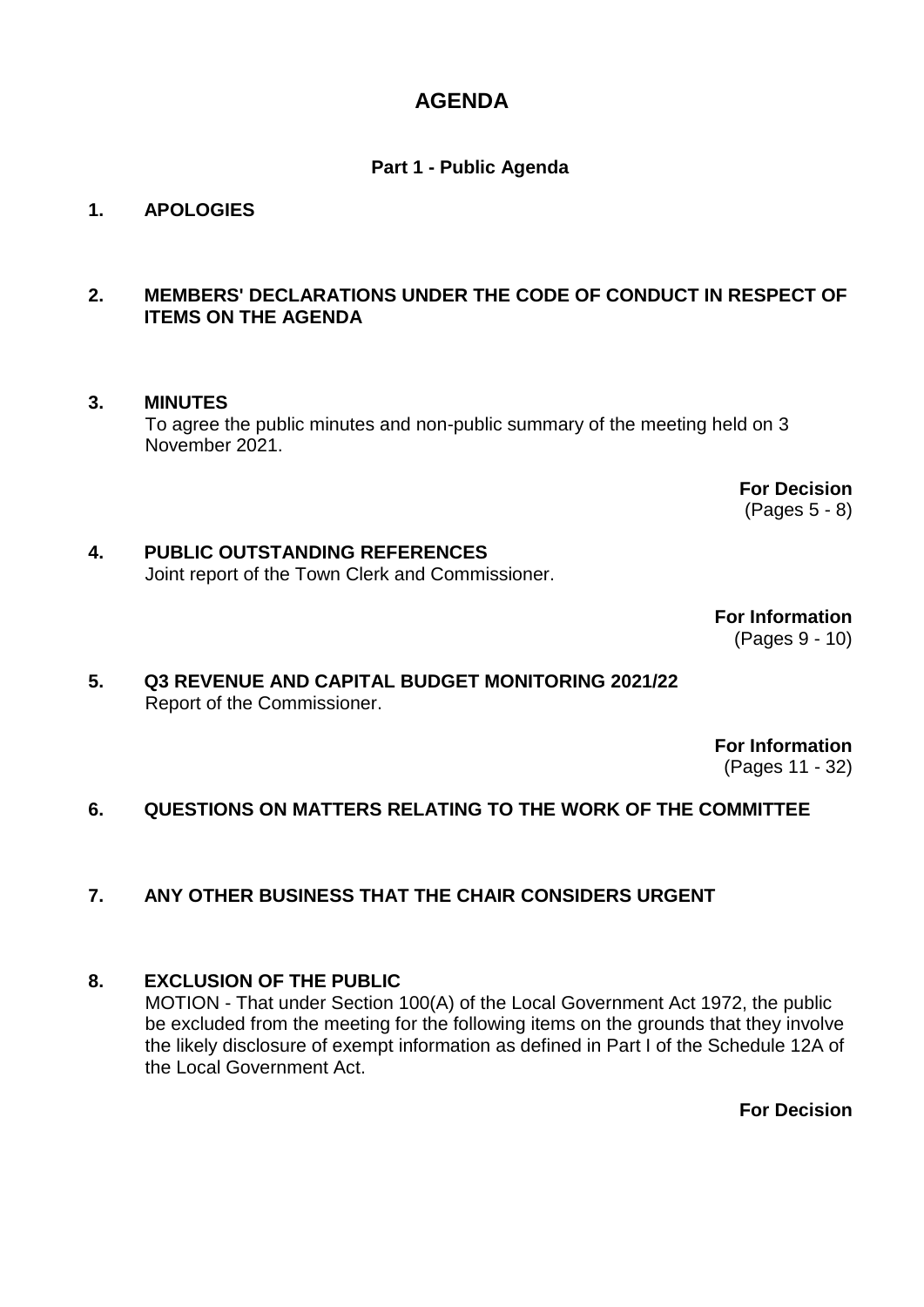# AGENDA

## Part 1 - Public Agenda

**1. APOLOGIES**

**2. MEMBERS' DECLARATIONS UNDER THE CODE OF CONDUCT IN RESPECT OF ITEMS ON THE AGENDA**

**3. MINUTES**

To agree the public minutes and non-public summary of the meeting held on 3 November 2021.

**For Decision**
(Pages 5 - 8)

**4. PUBLIC OUTSTANDING REFERENCES**

Joint report of the Town Clerk and Commissioner.

**For Information**
(Pages 9 - 10)

**5. Q3 REVENUE AND CAPITAL BUDGET MONITORING 2021/22**

Report of the Commissioner.

**For Information**
(Pages 11 - 32)

**6. QUESTIONS ON MATTERS RELATING TO THE WORK OF THE COMMITTEE**

**7. ANY OTHER BUSINESS THAT THE CHAIR CONSIDERS URGENT**

**8. EXCLUSION OF THE PUBLIC**

MOTION - That under Section 100(A) of the Local Government Act 1972, the public be excluded from the meeting for the following items on the grounds that they involve the likely disclosure of exempt information as defined in Part I of the Schedule 12A of the Local Government Act.

**For Decision**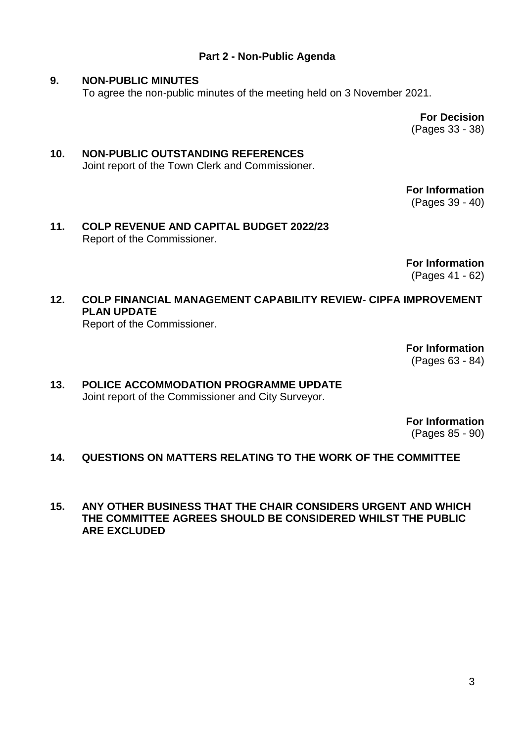## Part 2 - Non-Public Agenda

**9. NON-PUBLIC MINUTES**

To agree the non-public minutes of the meeting held on 3 November 2021.

**For Decision**
(Pages 33 - 38)

**10. NON-PUBLIC OUTSTANDING REFERENCES**

Joint report of the Town Clerk and Commissioner.

**For Information**
(Pages 39 - 40)

**11. COLP REVENUE AND CAPITAL BUDGET 2022/23**

Report of the Commissioner.

**For Information**
(Pages 41 - 62)

**12. COLP FINANCIAL MANAGEMENT CAPABILITY REVIEW- CIPFA IMPROVEMENT PLAN UPDATE**

Report of the Commissioner.

**For Information**
(Pages 63 - 84)

**13. POLICE ACCOMMODATION PROGRAMME UPDATE**

Joint report of the Commissioner and City Surveyor.

**For Information**
(Pages 85 - 90)

**14. QUESTIONS ON MATTERS RELATING TO THE WORK OF THE COMMITTEE**

**15. ANY OTHER BUSINESS THAT THE CHAIR CONSIDERS URGENT AND WHICH THE COMMITTEE AGREES SHOULD BE CONSIDERED WHILST THE PUBLIC ARE EXCLUDED**